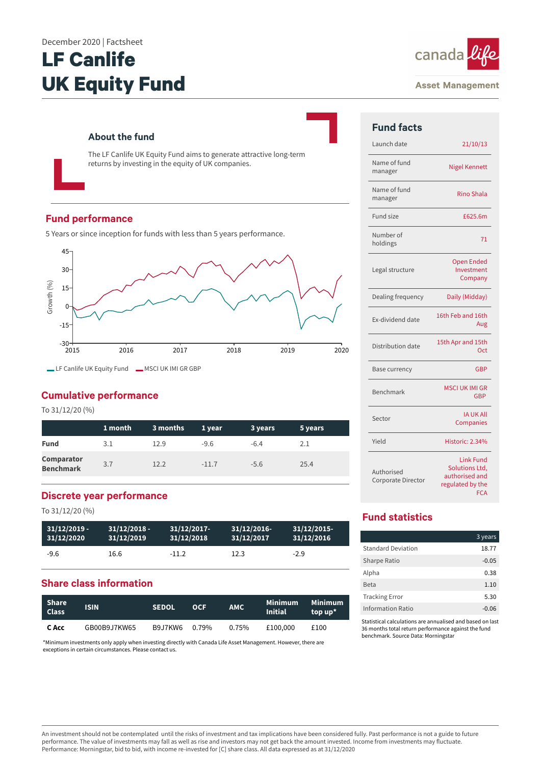December 2020 | Factsheet

# LF Canlife UK Equity Fund

canada life

Asset Management

## About the fund

The LF Canlife UK Equity Fund aims to generate attractive long-term returns by investing in the equity of UK companies.

## Fund performance

5 Years or since inception for funds with less than 5 years performance.

LF Canlife UK Equity Fund — MSCI UK IMI GR GBP

## Cumulative performance

To 31/12/20 (%)

| | 1 month | 3 months | 1 year | 3 years | 5 years |
|---|---|---|---|---|---|
| **Fund** | 3.1 | 12.9 | -9.6 | -6.4 | 2.1 |
| **Comparator Benchmark** | 3.7 | 12.2 | -11.7 | -5.6 | 25.4 |

## Discrete year performance

To 31/12/20 (%)

| 31/12/2019 - 31/12/2020 | 31/12/2018 - 31/12/2019 | 31/12/2017- 31/12/2018 | 31/12/2016- 31/12/2017 | 31/12/2015- 31/12/2016 |
|---|---|---|---|---|
| -9.6 | 16.6 | -11.2 | 12.3 | -2.9 |

## Share class information

| Share Class | ISIN | SEDOL | OCF | AMC | Minimum Initial | Minimum top up* |
|---|---|---|---|---|---|---|
| **C Acc** | GB00B9J7KW65 | B9J7KW6 | 0.79% | 0.75% | £100,000 | £100 |

*Minimum investments only apply when investing directly with Canada Life Asset Management. However, there are exceptions in certain circumstances. Please contact us.

## Fund facts

| | |
|---|---|
| Launch date | 21/10/13 |
| Name of fund manager | Nigel Kennett |
| Name of fund manager | Rino Shala |
| Fund size | £625.6m |
| Number of holdings | 71 |
| Legal structure | Open Ended Investment Company |
| Dealing frequency | Daily (Midday) |
| Ex-dividend date | 16th Feb and 16th Aug |
| Distribution date | 15th Apr and 15th Oct |
| Base currency | GBP |
| Benchmark | MSCI UK IMI GR GBP |
| Sector | IA UK All Companies |
| Yield | Historic: 2.34% |
| Authorised Corporate Director | Link Fund Solutions Ltd, authorised and regulated by the FCA |

## Fund statistics

| | 3 years |
|---|---|
| Standard Deviation | 18.77 |
| Sharpe Ratio | -0.05 |
| Alpha | 0.38 |
| Beta | 1.10 |
| Tracking Error | 5.30 |
| Information Ratio | -0.06 |

Statistical calculations are annualised and based on last 36 months total return performance against the fund benchmark. Source Data: Morningstar

An investment should not be contemplated until the risks of investment and tax implications have been considered fully. Past performance is not a guide to future performance. The value of investments may fall as well as rise and investors may not get back the amount invested. Income from investments may fluctuate. Performance: Morningstar, bid to bid, with income re-invested for [C] share class. All data expressed as at 31/12/2020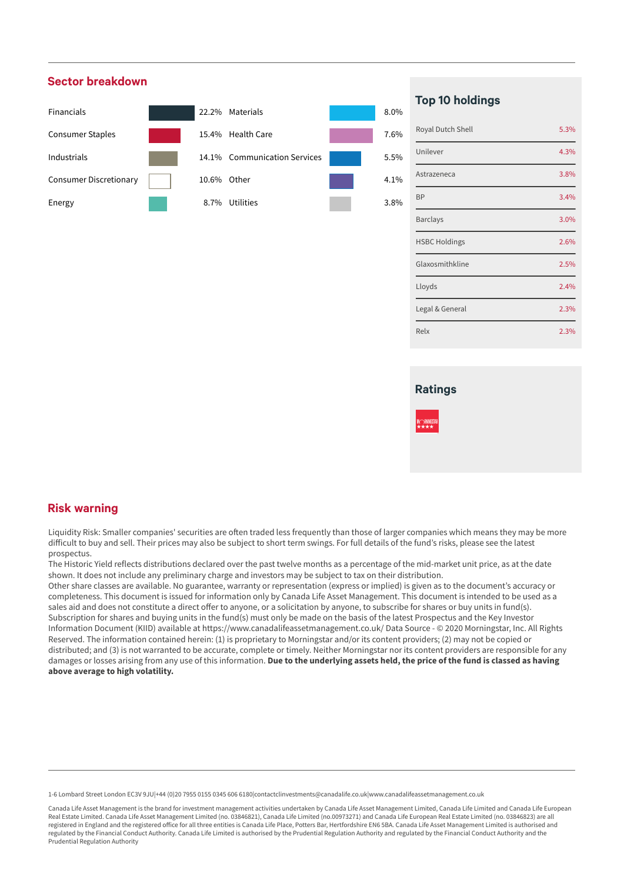## Sector breakdown

Financials 22.2%
Consumer Staples 15.4%
Industrials 14.1%
Consumer Discretionary 10.6%
Energy 8.7%
Materials 8.0%
Health Care 7.6%
Communication Services 5.5%
Other 4.1%
Utilities 3.8%

## Top 10 holdings

| | |
|---|---|
| Royal Dutch Shell | 5.3% |
| Unilever | 4.3% |
| Astrazeneca | 3.8% |
| BP | 3.4% |
| Barclays | 3.0% |
| HSBC Holdings | 2.6% |
| Glaxosmithkline | 2.5% |
| Lloyds | 2.4% |
| Legal & General | 2.3% |
| Relx | 2.3% |

## Ratings

MORNINGSTAR ★★★★

## Risk warning

Liquidity Risk: Smaller companies' securities are often traded less frequently than those of larger companies which means they may be more difficult to buy and sell. Their prices may also be subject to short term swings. For full details of the fund's risks, please see the latest prospectus.
The Historic Yield reflects distributions declared over the past twelve months as a percentage of the mid-market unit price, as at the date shown. It does not include any preliminary charge and investors may be subject to tax on their distribution.
Other share classes are available. No guarantee, warranty or representation (express or implied) is given as to the document's accuracy or completeness. This document is issued for information only by Canada Life Asset Management. This document is intended to be used as a sales aid and does not constitute a direct offer to anyone, or a solicitation by anyone, to subscribe for shares or buy units in fund(s). Subscription for shares and buying units in the fund(s) must only be made on the basis of the latest Prospectus and the Key Investor Information Document (KIID) available at https://www.canadalifeassetmanagement.co.uk/ Data Source - © 2020 Morningstar, Inc. All Rights Reserved. The information contained herein: (1) is proprietary to Morningstar and/or its content providers; (2) may not be copied or distributed; and (3) is not warranted to be accurate, complete or timely. Neither Morningstar nor its content providers are responsible for any damages or losses arising from any use of this information. **Due to the underlying assets held, the price of the fund is classed as having above average to high volatility.**

1-6 Lombard Street London EC3V 9JU|+44 (0)20 7955 0155 0345 606 6180|contactclinvestments@canadalife.co.uk|www.canadalifeassetmanagement.co.uk

Canada Life Asset Management is the brand for investment management activities undertaken by Canada Life Asset Management Limited, Canada Life Limited and Canada Life European Real Estate Limited. Canada Life Asset Management Limited (no. 03846821), Canada Life Limited (no.00973271) and Canada Life European Real Estate Limited (no. 03846823) are all registered in England and the registered office for all three entities is Canada Life Place, Potters Bar, Hertfordshire EN6 5BA. Canada Life Asset Management Limited is authorised and regulated by the Financial Conduct Authority. Canada Life Limited is authorised by the Prudential Regulation Authority and regulated by the Financial Conduct Authority and the Prudential Regulation Authority